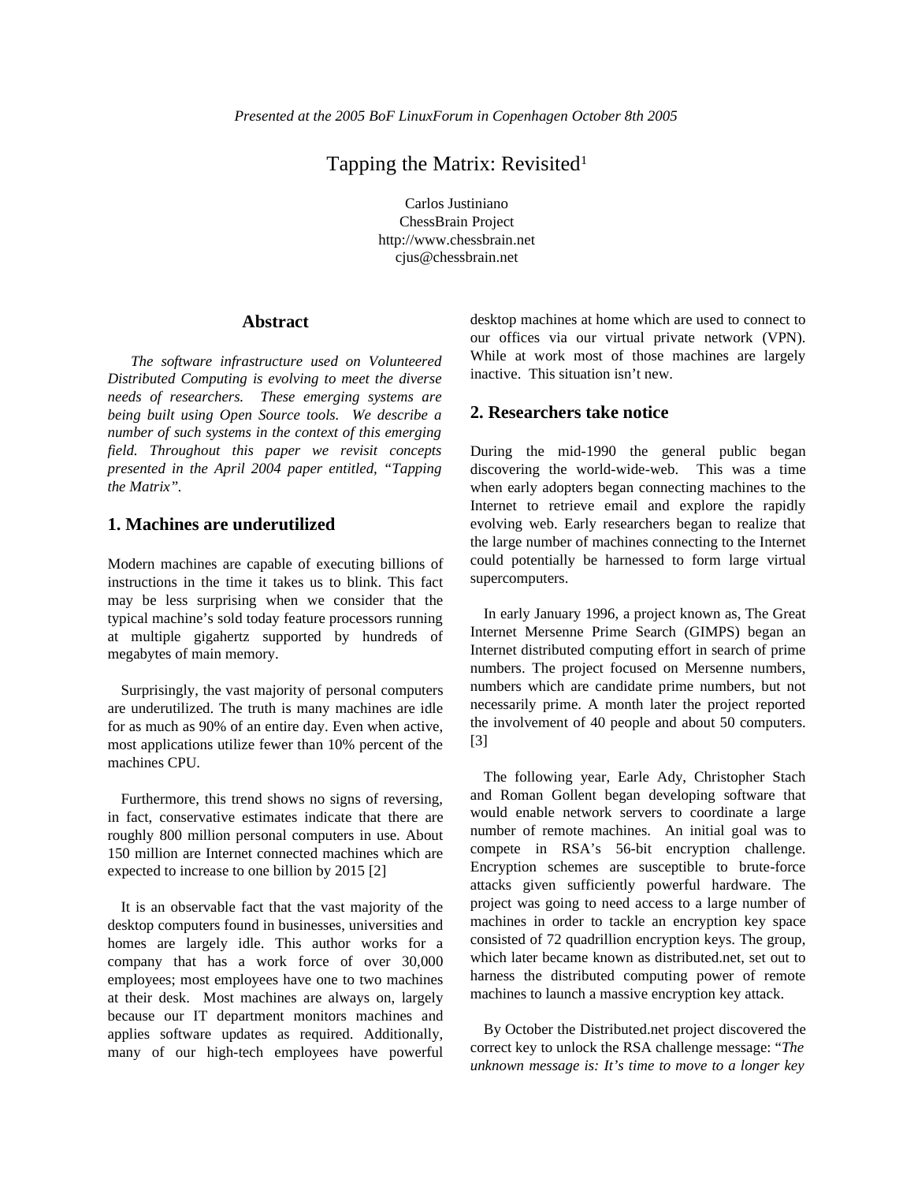*Presented at the 2005 BoF LinuxForum in Copenhagen October 8th 2005*

# Tapping the Matrix: Revisited[1]

Carlos Justiniano
ChessBrain Project
http://www.chessbrain.net
cjus@chessbrain.net

## Abstract

*The software infrastructure used on Volunteered Distributed Computing is evolving to meet the diverse needs of researchers. These emerging systems are being built using Open Source tools. We describe a number of such systems in the context of this emerging field. Throughout this paper we revisit concepts presented in the April 2004 paper entitled, "Tapping the Matrix".*

## 1. Machines are underutilized

Modern machines are capable of executing billions of instructions in the time it takes us to blink. This fact may be less surprising when we consider that the typical machine's sold today feature processors running at multiple gigahertz supported by hundreds of megabytes of main memory.

Surprisingly, the vast majority of personal computers are underutilized. The truth is many machines are idle for as much as 90% of an entire day. Even when active, most applications utilize fewer than 10% percent of the machines CPU.

Furthermore, this trend shows no signs of reversing, in fact, conservative estimates indicate that there are roughly 800 million personal computers in use. About 150 million are Internet connected machines which are expected to increase to one billion by 2015 [2]

It is an observable fact that the vast majority of the desktop computers found in businesses, universities and homes are largely idle. This author works for a company that has a work force of over 30,000 employees; most employees have one to two machines at their desk. Most machines are always on, largely because our IT department monitors machines and applies software updates as required. Additionally, many of our high-tech employees have powerful desktop machines at home which are used to connect to our offices via our virtual private network (VPN). While at work most of those machines are largely inactive. This situation isn't new.

## 2. Researchers take notice

During the mid-1990 the general public began discovering the world-wide-web. This was a time when early adopters began connecting machines to the Internet to retrieve email and explore the rapidly evolving web. Early researchers began to realize that the large number of machines connecting to the Internet could potentially be harnessed to form large virtual supercomputers.

In early January 1996, a project known as, The Great Internet Mersenne Prime Search (GIMPS) began an Internet distributed computing effort in search of prime numbers. The project focused on Mersenne numbers, numbers which are candidate prime numbers, but not necessarily prime. A month later the project reported the involvement of 40 people and about 50 computers. [3]

The following year, Earle Ady, Christopher Stach and Roman Gollent began developing software that would enable network servers to coordinate a large number of remote machines. An initial goal was to compete in RSA's 56-bit encryption challenge. Encryption schemes are susceptible to brute-force attacks given sufficiently powerful hardware. The project was going to need access to a large number of machines in order to tackle an encryption key space consisted of 72 quadrillion encryption keys. The group, which later became known as distributed.net, set out to harness the distributed computing power of remote machines to launch a massive encryption key attack.

By October the Distributed.net project discovered the correct key to unlock the RSA challenge message: "*The unknown message is: It's time to move to a longer key*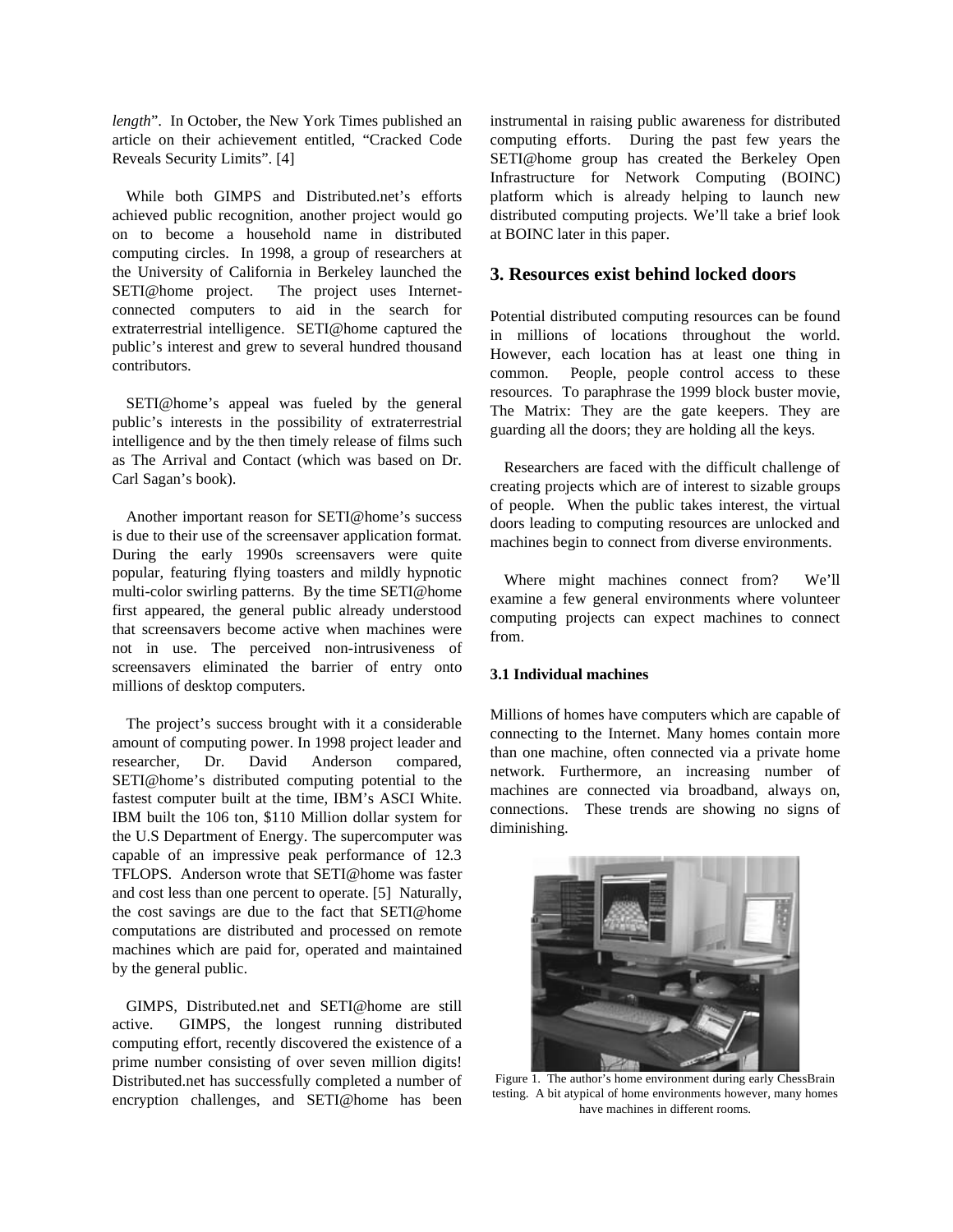*length*". In October, the New York Times published an article on their achievement entitled, "Cracked Code Reveals Security Limits". [4]

While both GIMPS and Distributed.net's efforts achieved public recognition, another project would go on to become a household name in distributed computing circles. In 1998, a group of researchers at the University of California in Berkeley launched the SETI@home project. The project uses Internet-connected computers to aid in the search for extraterrestrial intelligence. SETI@home captured the public's interest and grew to several hundred thousand contributors.

SETI@home's appeal was fueled by the general public's interests in the possibility of extraterrestrial intelligence and by the then timely release of films such as The Arrival and Contact (which was based on Dr. Carl Sagan's book).

Another important reason for SETI@home's success is due to their use of the screensaver application format. During the early 1990s screensavers were quite popular, featuring flying toasters and mildly hypnotic multi-color swirling patterns. By the time SETI@home first appeared, the general public already understood that screensavers become active when machines were not in use. The perceived non-intrusiveness of screensavers eliminated the barrier of entry onto millions of desktop computers.

The project's success brought with it a considerable amount of computing power. In 1998 project leader and researcher, Dr. David Anderson compared, SETI@home's distributed computing potential to the fastest computer built at the time, IBM's ASCI White. IBM built the 106 ton, $110 Million dollar system for the U.S Department of Energy. The supercomputer was capable of an impressive peak performance of 12.3 TFLOPS. Anderson wrote that SETI@home was faster and cost less than one percent to operate. [5] Naturally, the cost savings are due to the fact that SETI@home computations are distributed and processed on remote machines which are paid for, operated and maintained by the general public.

GIMPS, Distributed.net and SETI@home are still active. GIMPS, the longest running distributed computing effort, recently discovered the existence of a prime number consisting of over seven million digits! Distributed.net has successfully completed a number of encryption challenges, and SETI@home has been instrumental in raising public awareness for distributed computing efforts. During the past few years the SETI@home group has created the Berkeley Open Infrastructure for Network Computing (BOINC) platform which is already helping to launch new distributed computing projects. We'll take a brief look at BOINC later in this paper.

## 3. Resources exist behind locked doors

Potential distributed computing resources can be found in millions of locations throughout the world. However, each location has at least one thing in common. People, people control access to these resources. To paraphrase the 1999 block buster movie, The Matrix: They are the gate keepers. They are guarding all the doors; they are holding all the keys.

Researchers are faced with the difficult challenge of creating projects which are of interest to sizable groups of people. When the public takes interest, the virtual doors leading to computing resources are unlocked and machines begin to connect from diverse environments.

Where might machines connect from? We'll examine a few general environments where volunteer computing projects can expect machines to connect from.

### 3.1 Individual machines

Millions of homes have computers which are capable of connecting to the Internet. Many homes contain more than one machine, often connected via a private home network. Furthermore, an increasing number of machines are connected via broadband, always on, connections. These trends are showing no signs of diminishing.

Figure 1. The author's home environment during early ChessBrain testing. A bit atypical of home environments however, many homes have machines in different rooms.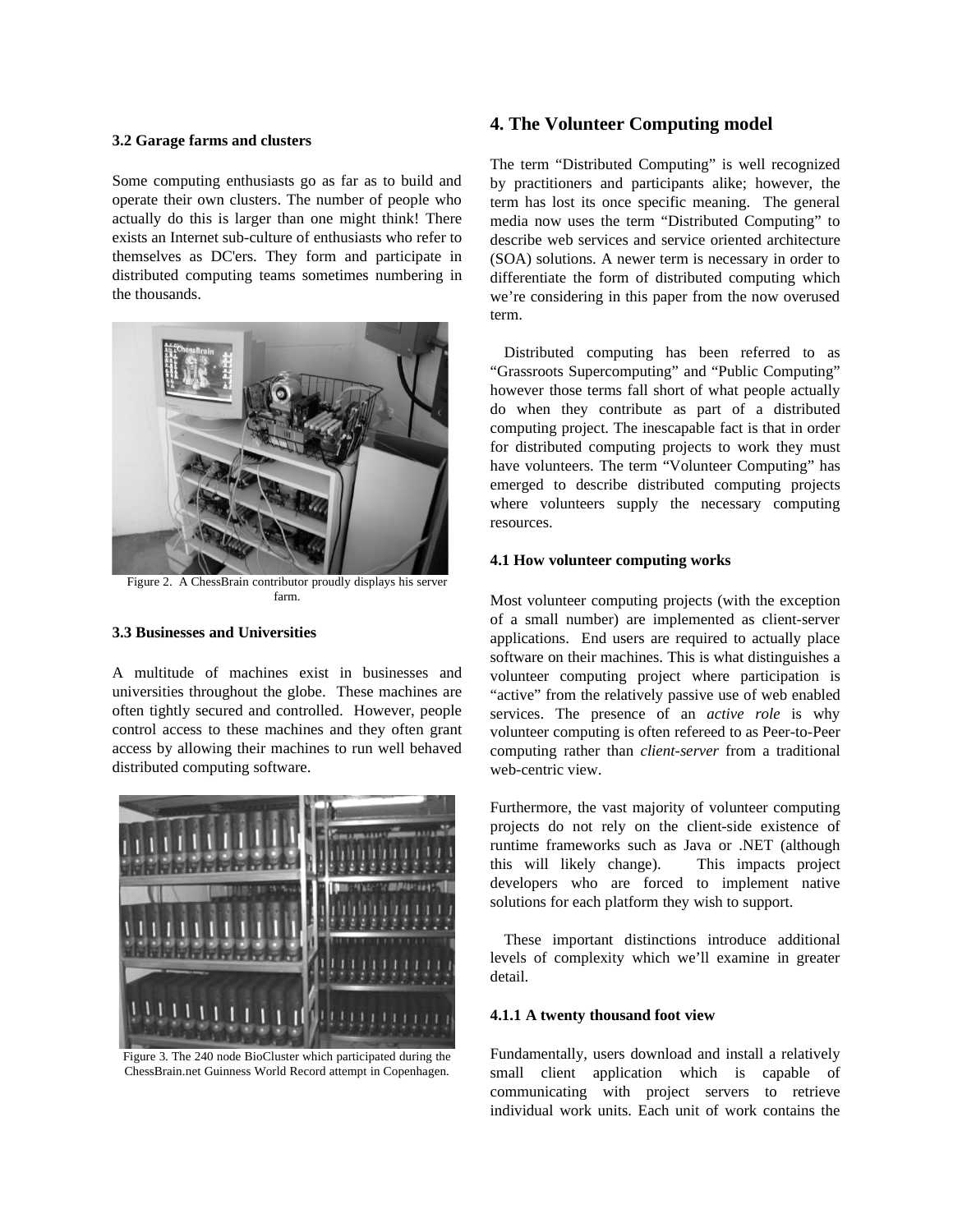### 3.2 Garage farms and clusters

Some computing enthusiasts go as far as to build and operate their own clusters. The number of people who actually do this is larger than one might think! There exists an Internet sub-culture of enthusiasts who refer to themselves as DC'ers. They form and participate in distributed computing teams sometimes numbering in the thousands.

Figure 2. A ChessBrain contributor proudly displays his server farm.

### 3.3 Businesses and Universities

A multitude of machines exist in businesses and universities throughout the globe. These machines are often tightly secured and controlled. However, people control access to these machines and they often grant access by allowing their machines to run well behaved distributed computing software.

Figure 3. The 240 node BioCluster which participated during the ChessBrain.net Guinness World Record attempt in Copenhagen.

## 4. The Volunteer Computing model

The term "Distributed Computing" is well recognized by practitioners and participants alike; however, the term has lost its once specific meaning. The general media now uses the term "Distributed Computing" to describe web services and service oriented architecture (SOA) solutions. A newer term is necessary in order to differentiate the form of distributed computing which we're considering in this paper from the now overused term.

Distributed computing has been referred to as "Grassroots Supercomputing" and "Public Computing" however those terms fall short of what people actually do when they contribute as part of a distributed computing project. The inescapable fact is that in order for distributed computing projects to work they must have volunteers. The term "Volunteer Computing" has emerged to describe distributed computing projects where volunteers supply the necessary computing resources.

### 4.1 How volunteer computing works

Most volunteer computing projects (with the exception of a small number) are implemented as client-server applications. End users are required to actually place software on their machines. This is what distinguishes a volunteer computing project where participation is "active" from the relatively passive use of web enabled services. The presence of an *active role* is why volunteer computing is often refereed to as Peer-to-Peer computing rather than *client-server* from a traditional web-centric view.

Furthermore, the vast majority of volunteer computing projects do not rely on the client-side existence of runtime frameworks such as Java or .NET (although this will likely change). This impacts project developers who are forced to implement native solutions for each platform they wish to support.

These important distinctions introduce additional levels of complexity which we'll examine in greater detail.

#### 4.1.1 A twenty thousand foot view

Fundamentally, users download and install a relatively small client application which is capable of communicating with project servers to retrieve individual work units. Each unit of work contains the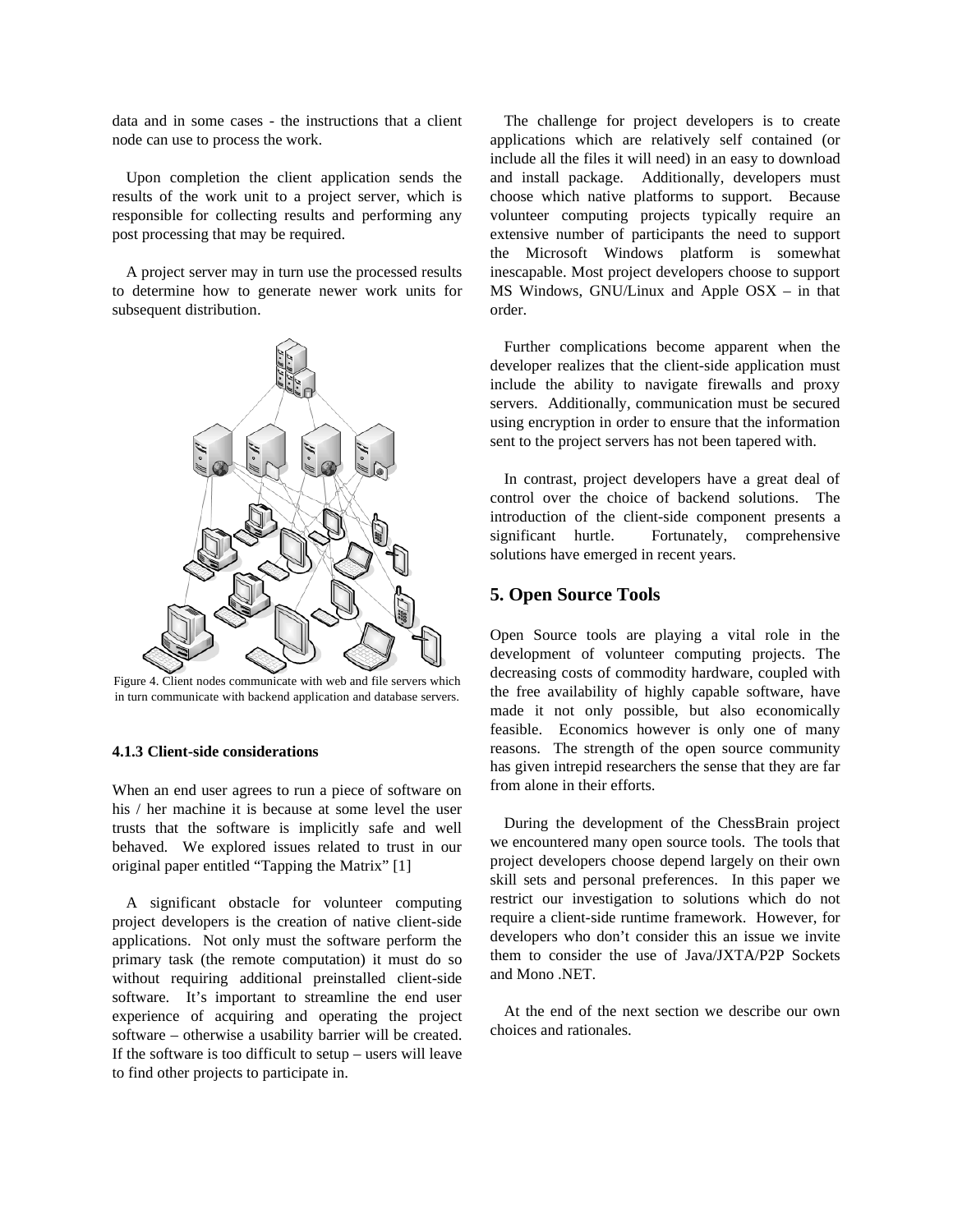data and in some cases - the instructions that a client node can use to process the work.

Upon completion the client application sends the results of the work unit to a project server, which is responsible for collecting results and performing any post processing that may be required.

A project server may in turn use the processed results to determine how to generate newer work units for subsequent distribution.

Figure 4. Client nodes communicate with web and file servers which in turn communicate with backend application and database servers.

#### 4.1.3 Client-side considerations

When an end user agrees to run a piece of software on his / her machine it is because at some level the user trusts that the software is implicitly safe and well behaved. We explored issues related to trust in our original paper entitled "Tapping the Matrix" [1]

A significant obstacle for volunteer computing project developers is the creation of native client-side applications. Not only must the software perform the primary task (the remote computation) it must do so without requiring additional preinstalled client-side software. It's important to streamline the end user experience of acquiring and operating the project software – otherwise a usability barrier will be created. If the software is too difficult to setup – users will leave to find other projects to participate in.

The challenge for project developers is to create applications which are relatively self contained (or include all the files it will need) in an easy to download and install package. Additionally, developers must choose which native platforms to support. Because volunteer computing projects typically require an extensive number of participants the need to support the Microsoft Windows platform is somewhat inescapable. Most project developers choose to support MS Windows, GNU/Linux and Apple OSX – in that order.

Further complications become apparent when the developer realizes that the client-side application must include the ability to navigate firewalls and proxy servers. Additionally, communication must be secured using encryption in order to ensure that the information sent to the project servers has not been tapered with.

In contrast, project developers have a great deal of control over the choice of backend solutions. The introduction of the client-side component presents a significant hurtle. Fortunately, comprehensive solutions have emerged in recent years.

## 5. Open Source Tools

Open Source tools are playing a vital role in the development of volunteer computing projects. The decreasing costs of commodity hardware, coupled with the free availability of highly capable software, have made it not only possible, but also economically feasible. Economics however is only one of many reasons. The strength of the open source community has given intrepid researchers the sense that they are far from alone in their efforts.

During the development of the ChessBrain project we encountered many open source tools. The tools that project developers choose depend largely on their own skill sets and personal preferences. In this paper we restrict our investigation to solutions which do not require a client-side runtime framework. However, for developers who don't consider this an issue we invite them to consider the use of Java/JXTA/P2P Sockets and Mono .NET.

At the end of the next section we describe our own choices and rationales.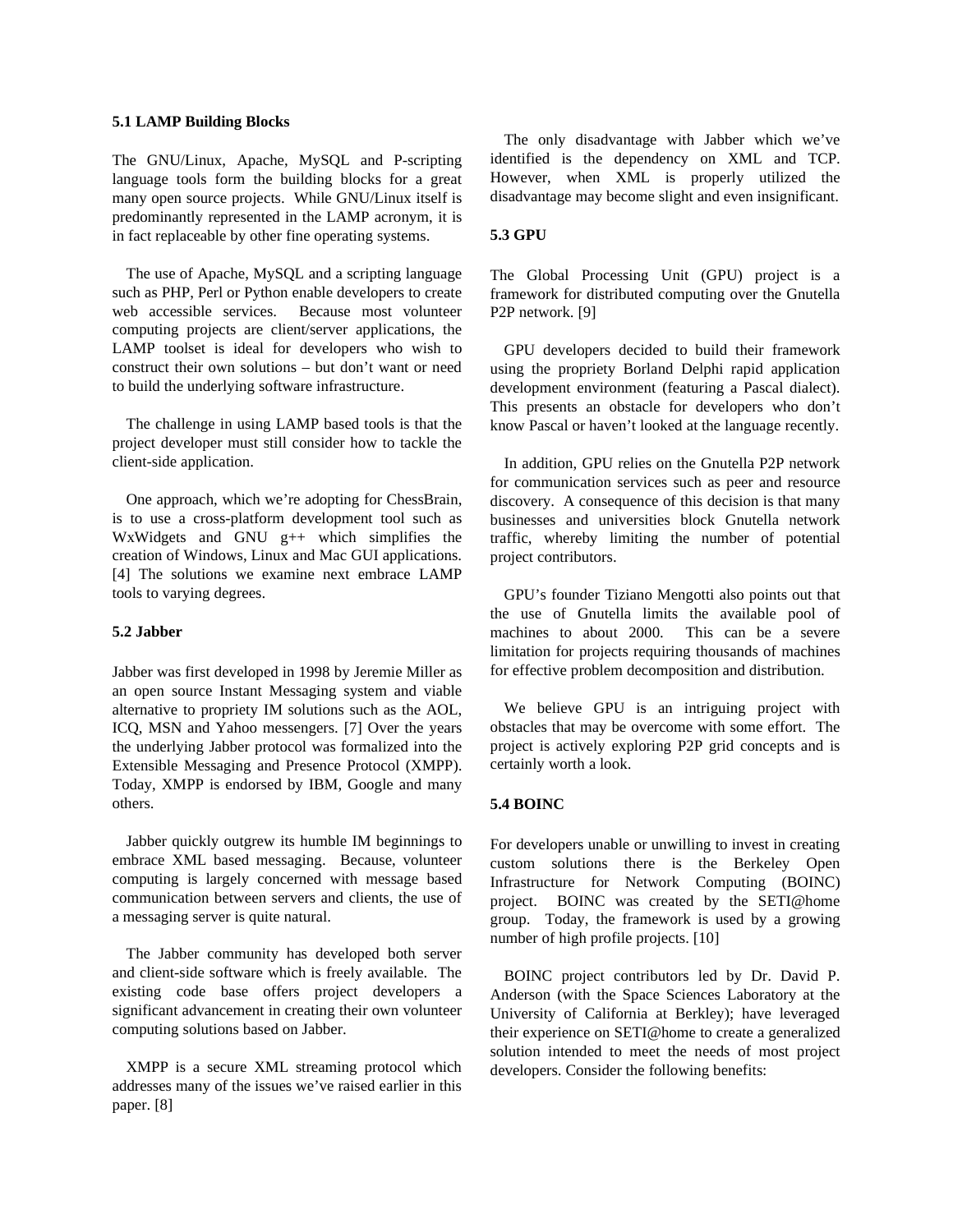### 5.1 LAMP Building Blocks

The GNU/Linux, Apache, MySQL and P-scripting language tools form the building blocks for a great many open source projects. While GNU/Linux itself is predominantly represented in the LAMP acronym, it is in fact replaceable by other fine operating systems.

The use of Apache, MySQL and a scripting language such as PHP, Perl or Python enable developers to create web accessible services. Because most volunteer computing projects are client/server applications, the LAMP toolset is ideal for developers who wish to construct their own solutions – but don't want or need to build the underlying software infrastructure.

The challenge in using LAMP based tools is that the project developer must still consider how to tackle the client-side application.

One approach, which we're adopting for ChessBrain, is to use a cross-platform development tool such as WxWidgets and GNU g++ which simplifies the creation of Windows, Linux and Mac GUI applications. [4] The solutions we examine next embrace LAMP tools to varying degrees.

### 5.2 Jabber

Jabber was first developed in 1998 by Jeremie Miller as an open source Instant Messaging system and viable alternative to propriety IM solutions such as the AOL, ICQ, MSN and Yahoo messengers. [7] Over the years the underlying Jabber protocol was formalized into the Extensible Messaging and Presence Protocol (XMPP). Today, XMPP is endorsed by IBM, Google and many others.

Jabber quickly outgrew its humble IM beginnings to embrace XML based messaging. Because, volunteer computing is largely concerned with message based communication between servers and clients, the use of a messaging server is quite natural.

The Jabber community has developed both server and client-side software which is freely available. The existing code base offers project developers a significant advancement in creating their own volunteer computing solutions based on Jabber.

XMPP is a secure XML streaming protocol which addresses many of the issues we've raised earlier in this paper. [8]

The only disadvantage with Jabber which we've identified is the dependency on XML and TCP. However, when XML is properly utilized the disadvantage may become slight and even insignificant.

### 5.3 GPU

The Global Processing Unit (GPU) project is a framework for distributed computing over the Gnutella P2P network. [9]

GPU developers decided to build their framework using the propriety Borland Delphi rapid application development environment (featuring a Pascal dialect). This presents an obstacle for developers who don't know Pascal or haven't looked at the language recently.

In addition, GPU relies on the Gnutella P2P network for communication services such as peer and resource discovery. A consequence of this decision is that many businesses and universities block Gnutella network traffic, whereby limiting the number of potential project contributors.

GPU's founder Tiziano Mengotti also points out that the use of Gnutella limits the available pool of machines to about 2000. This can be a severe limitation for projects requiring thousands of machines for effective problem decomposition and distribution.

We believe GPU is an intriguing project with obstacles that may be overcome with some effort. The project is actively exploring P2P grid concepts and is certainly worth a look.

### 5.4 BOINC

For developers unable or unwilling to invest in creating custom solutions there is the Berkeley Open Infrastructure for Network Computing (BOINC) project. BOINC was created by the SETI@home group. Today, the framework is used by a growing number of high profile projects. [10]

BOINC project contributors led by Dr. David P. Anderson (with the Space Sciences Laboratory at the University of California at Berkley); have leveraged their experience on SETI@home to create a generalized solution intended to meet the needs of most project developers. Consider the following benefits: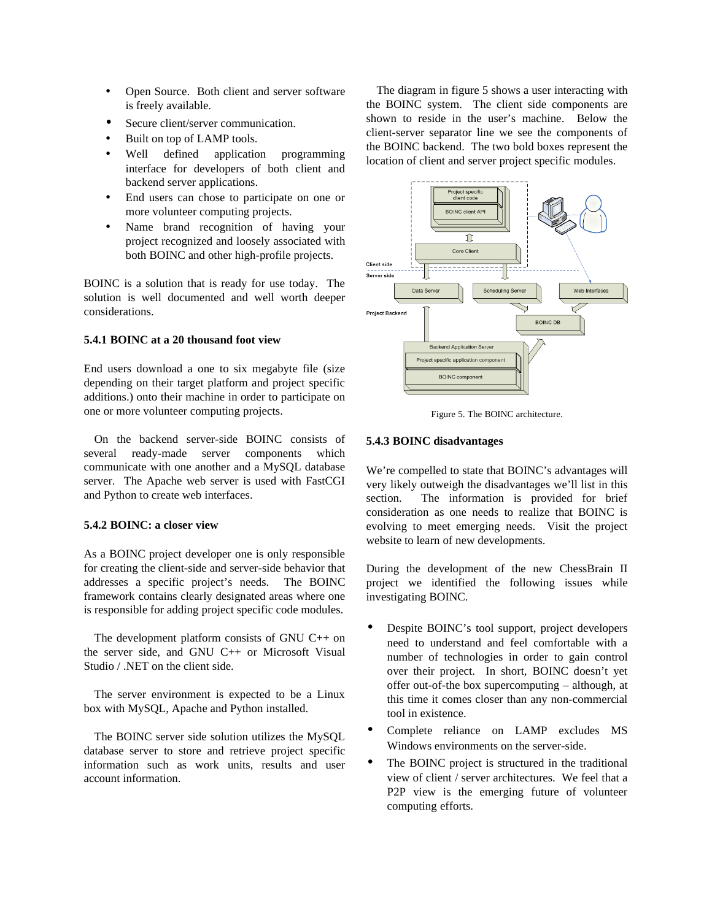- Open Source. Both client and server software is freely available.
- Secure client/server communication.
- Built on top of LAMP tools.
- Well defined application programming interface for developers of both client and backend server applications.
- End users can chose to participate on one or more volunteer computing projects.
- Name brand recognition of having your project recognized and loosely associated with both BOINC and other high-profile projects.

BOINC is a solution that is ready for use today. The solution is well documented and well worth deeper considerations.

### 5.4.1 BOINC at a 20 thousand foot view

End users download a one to six megabyte file (size depending on their target platform and project specific additions.) onto their machine in order to participate on one or more volunteer computing projects.

On the backend server-side BOINC consists of several ready-made server components which communicate with one another and a MySQL database server. The Apache web server is used with FastCGI and Python to create web interfaces.

### 5.4.2 BOINC: a closer view

As a BOINC project developer one is only responsible for creating the client-side and server-side behavior that addresses a specific project's needs. The BOINC framework contains clearly designated areas where one is responsible for adding project specific code modules.

The development platform consists of GNU C++ on the server side, and GNU C++ or Microsoft Visual Studio / .NET on the client side.

The server environment is expected to be a Linux box with MySQL, Apache and Python installed.

The BOINC server side solution utilizes the MySQL database server to store and retrieve project specific information such as work units, results and user account information.

The diagram in figure 5 shows a user interacting with the BOINC system. The client side components are shown to reside in the user's machine. Below the client-server separator line we see the components of the BOINC backend. The two bold boxes represent the location of client and server project specific modules.

Figure 5. The BOINC architecture.

### 5.4.3 BOINC disadvantages

We're compelled to state that BOINC's advantages will very likely outweigh the disadvantages we'll list in this section. The information is provided for brief consideration as one needs to realize that BOINC is evolving to meet emerging needs. Visit the project website to learn of new developments.

During the development of the new ChessBrain II project we identified the following issues while investigating BOINC.

- Despite BOINC's tool support, project developers need to understand and feel comfortable with a number of technologies in order to gain control over their project. In short, BOINC doesn't yet offer out-of-the box supercomputing – although, at this time it comes closer than any non-commercial tool in existence.
- Complete reliance on LAMP excludes MS Windows environments on the server-side.
- The BOINC project is structured in the traditional view of client / server architectures. We feel that a P2P view is the emerging future of volunteer computing efforts.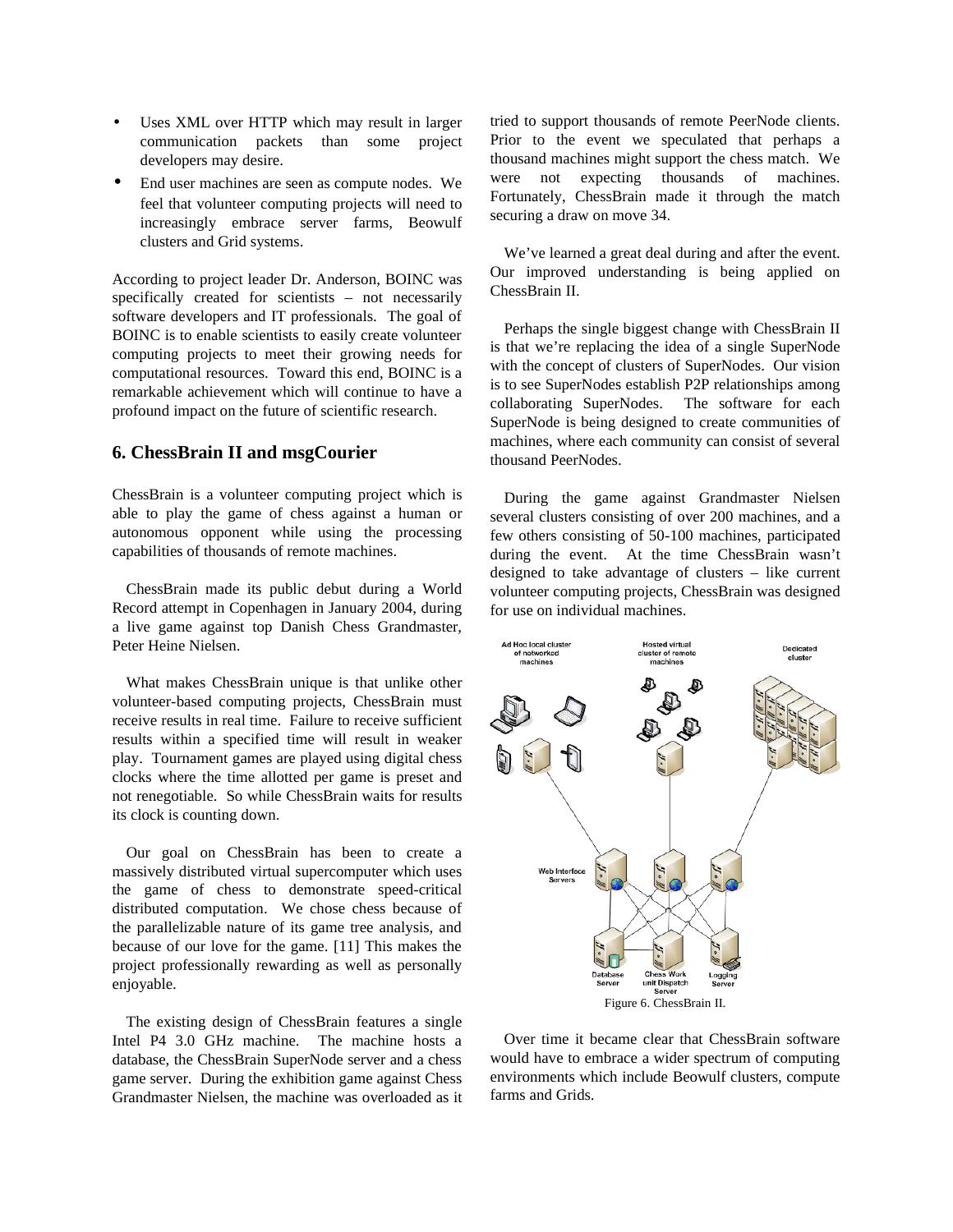- Uses XML over HTTP which may result in larger communication packets than some project developers may desire.
- End user machines are seen as compute nodes. We feel that volunteer computing projects will need to increasingly embrace server farms, Beowulf clusters and Grid systems.

According to project leader Dr. Anderson, BOINC was specifically created for scientists – not necessarily software developers and IT professionals. The goal of BOINC is to enable scientists to easily create volunteer computing projects to meet their growing needs for computational resources. Toward this end, BOINC is a remarkable achievement which will continue to have a profound impact on the future of scientific research.

## 6. ChessBrain II and msgCourier

ChessBrain is a volunteer computing project which is able to play the game of chess against a human or autonomous opponent while using the processing capabilities of thousands of remote machines.

ChessBrain made its public debut during a World Record attempt in Copenhagen in January 2004, during a live game against top Danish Chess Grandmaster, Peter Heine Nielsen.

What makes ChessBrain unique is that unlike other volunteer-based computing projects, ChessBrain must receive results in real time. Failure to receive sufficient results within a specified time will result in weaker play. Tournament games are played using digital chess clocks where the time allotted per game is preset and not renegotiable. So while ChessBrain waits for results its clock is counting down.

Our goal on ChessBrain has been to create a massively distributed virtual supercomputer which uses the game of chess to demonstrate speed-critical distributed computation. We chose chess because of the parallelizable nature of its game tree analysis, and because of our love for the game. [11] This makes the project professionally rewarding as well as personally enjoyable.

The existing design of ChessBrain features a single Intel P4 3.0 GHz machine. The machine hosts a database, the ChessBrain SuperNode server and a chess game server. During the exhibition game against Chess Grandmaster Nielsen, the machine was overloaded as it tried to support thousands of remote PeerNode clients. Prior to the event we speculated that perhaps a thousand machines might support the chess match. We were not expecting thousands of machines. Fortunately, ChessBrain made it through the match securing a draw on move 34.

We've learned a great deal during and after the event. Our improved understanding is being applied on ChessBrain II.

Perhaps the single biggest change with ChessBrain II is that we're replacing the idea of a single SuperNode with the concept of clusters of SuperNodes. Our vision is to see SuperNodes establish P2P relationships among collaborating SuperNodes. The software for each SuperNode is being designed to create communities of machines, where each community can consist of several thousand PeerNodes.

During the game against Grandmaster Nielsen several clusters consisting of over 200 machines, and a few others consisting of 50-100 machines, participated during the event. At the time ChessBrain wasn't designed to take advantage of clusters – like current volunteer computing projects, ChessBrain was designed for use on individual machines.

Figure 6. ChessBrain II.

Over time it became clear that ChessBrain software would have to embrace a wider spectrum of computing environments which include Beowulf clusters, compute farms and Grids.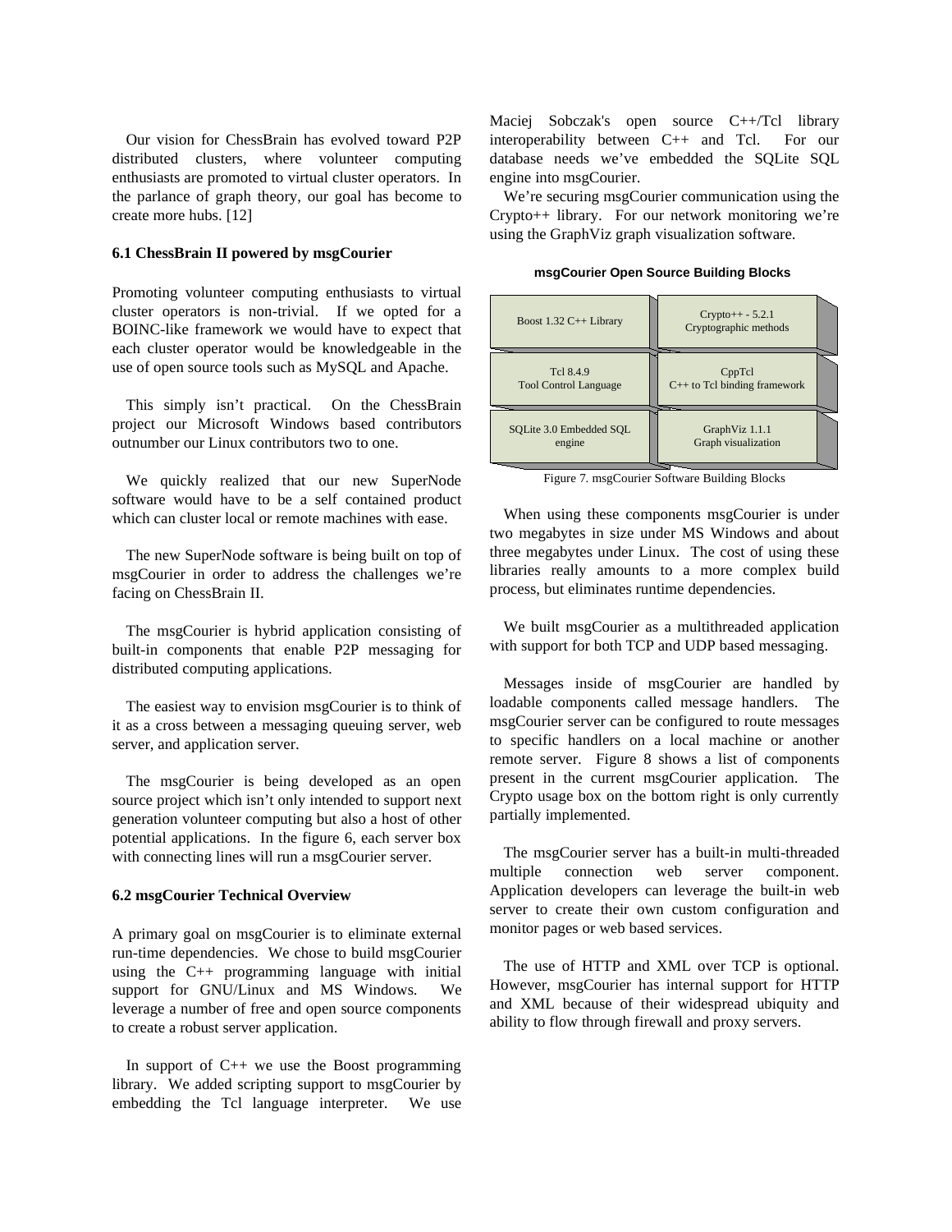Our vision for ChessBrain has evolved toward P2P distributed clusters, where volunteer computing enthusiasts are promoted to virtual cluster operators. In the parlance of graph theory, our goal has become to create more hubs. [12]

### 6.1 ChessBrain II powered by msgCourier

Promoting volunteer computing enthusiasts to virtual cluster operators is non-trivial. If we opted for a BOINC-like framework we would have to expect that each cluster operator would be knowledgeable in the use of open source tools such as MySQL and Apache.

This simply isn't practical. On the ChessBrain project our Microsoft Windows based contributors outnumber our Linux contributors two to one.

We quickly realized that our new SuperNode software would have to be a self contained product which can cluster local or remote machines with ease.

The new SuperNode software is being built on top of msgCourier in order to address the challenges we're facing on ChessBrain II.

The msgCourier is hybrid application consisting of built-in components that enable P2P messaging for distributed computing applications.

The easiest way to envision msgCourier is to think of it as a cross between a messaging queuing server, web server, and application server.

The msgCourier is being developed as an open source project which isn't only intended to support next generation volunteer computing but also a host of other potential applications. In the figure 6, each server box with connecting lines will run a msgCourier server.

### 6.2 msgCourier Technical Overview

A primary goal on msgCourier is to eliminate external run-time dependencies. We chose to build msgCourier using the C++ programming language with initial support for GNU/Linux and MS Windows. We leverage a number of free and open source components to create a robust server application.

In support of C++ we use the Boost programming library. We added scripting support to msgCourier by embedding the Tcl language interpreter. We use Maciej Sobczak's open source C++/Tcl library interoperability between C++ and Tcl. For our database needs we've embedded the SQLite SQL engine into msgCourier.

We're securing msgCourier communication using the Crypto++ library. For our network monitoring we're using the GraphViz graph visualization software.

**msgCourier Open Source Building Blocks**

| | |
|---|---|
| Boost 1.32 C++ Library | Crypto++ - 5.2.1 Cryptographic methods |
| Tcl 8.4.9 Tool Control Language | CppTcl C++ to Tcl binding framework |
| SQLite 3.0 Embedded SQL engine | GraphViz 1.1.1 Graph visualization |

Figure 7. msgCourier Software Building Blocks

When using these components msgCourier is under two megabytes in size under MS Windows and about three megabytes under Linux. The cost of using these libraries really amounts to a more complex build process, but eliminates runtime dependencies.

We built msgCourier as a multithreaded application with support for both TCP and UDP based messaging.

Messages inside of msgCourier are handled by loadable components called message handlers. The msgCourier server can be configured to route messages to specific handlers on a local machine or another remote server. Figure 8 shows a list of components present in the current msgCourier application. The Crypto usage box on the bottom right is only currently partially implemented.

The msgCourier server has a built-in multi-threaded multiple connection web server component. Application developers can leverage the built-in web server to create their own custom configuration and monitor pages or web based services.

The use of HTTP and XML over TCP is optional. However, msgCourier has internal support for HTTP and XML because of their widespread ubiquity and ability to flow through firewall and proxy servers.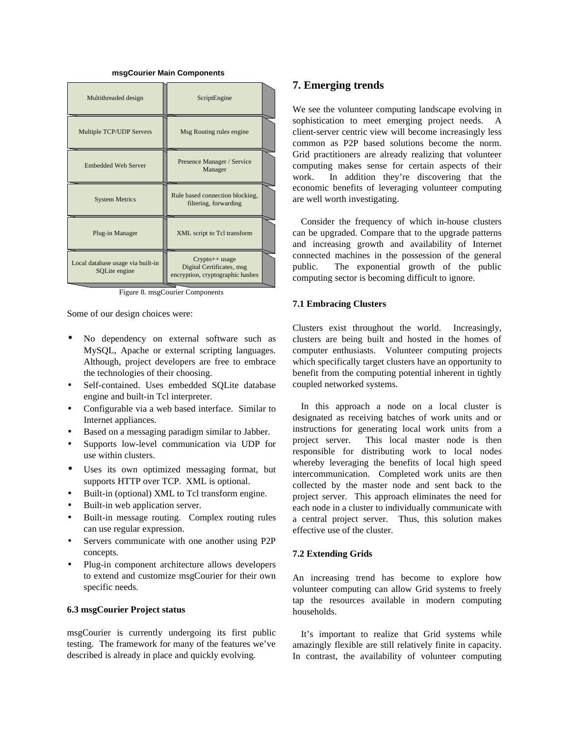**msgCourier Main Components**

| | |
|---|---|
| Multithreaded design | ScriptEngine |
| Multiple TCP/UDP Servers | Msg Routing rules engine |
| Embedded Web Server | Presence Manager / Service Manager |
| System Metrics | Rule based connection blocking, filtering, forwarding |
| Plug-in Manager | XML script to Tcl transform |
| Local database usage via built-in SQLite engine | Crypto++ usage Digital Certificates, msg encryption, cryptographic hashes |

Figure 8. msgCourier Components

Some of our design choices were:

- No dependency on external software such as MySQL, Apache or external scripting languages. Although, project developers are free to embrace the technologies of their choosing.
- Self-contained. Uses embedded SQLite database engine and built-in Tcl interpreter.
- Configurable via a web based interface. Similar to Internet appliances.
- Based on a messaging paradigm similar to Jabber.
- Supports low-level communication via UDP for use within clusters.
- Uses its own optimized messaging format, but supports HTTP over TCP. XML is optional.
- Built-in (optional) XML to Tcl transform engine.
- Built-in web application server.
- Built-in message routing. Complex routing rules can use regular expression.
- Servers communicate with one another using P2P concepts.
- Plug-in component architecture allows developers to extend and customize msgCourier for their own specific needs.

### 6.3 msgCourier Project status

msgCourier is currently undergoing its first public testing. The framework for many of the features we've described is already in place and quickly evolving.

## 7. Emerging trends

We see the volunteer computing landscape evolving in sophistication to meet emerging project needs. A client-server centric view will become increasingly less common as P2P based solutions become the norm. Grid practitioners are already realizing that volunteer computing makes sense for certain aspects of their work. In addition they're discovering that the economic benefits of leveraging volunteer computing are well worth investigating.

Consider the frequency of which in-house clusters can be upgraded. Compare that to the upgrade patterns and increasing growth and availability of Internet connected machines in the possession of the general public. The exponential growth of the public computing sector is becoming difficult to ignore.

### 7.1 Embracing Clusters

Clusters exist throughout the world. Increasingly, clusters are being built and hosted in the homes of computer enthusiasts. Volunteer computing projects which specifically target clusters have an opportunity to benefit from the computing potential inherent in tightly coupled networked systems.

In this approach a node on a local cluster is designated as receiving batches of work units and or instructions for generating local work units from a project server. This local master node is then responsible for distributing work to local nodes whereby leveraging the benefits of local high speed intercommunication. Completed work units are then collected by the master node and sent back to the project server. This approach eliminates the need for each node in a cluster to individually communicate with a central project server. Thus, this solution makes effective use of the cluster.

### 7.2 Extending Grids

An increasing trend has become to explore how volunteer computing can allow Grid systems to freely tap the resources available in modern computing households.

It's important to realize that Grid systems while amazingly flexible are still relatively finite in capacity. In contrast, the availability of volunteer computing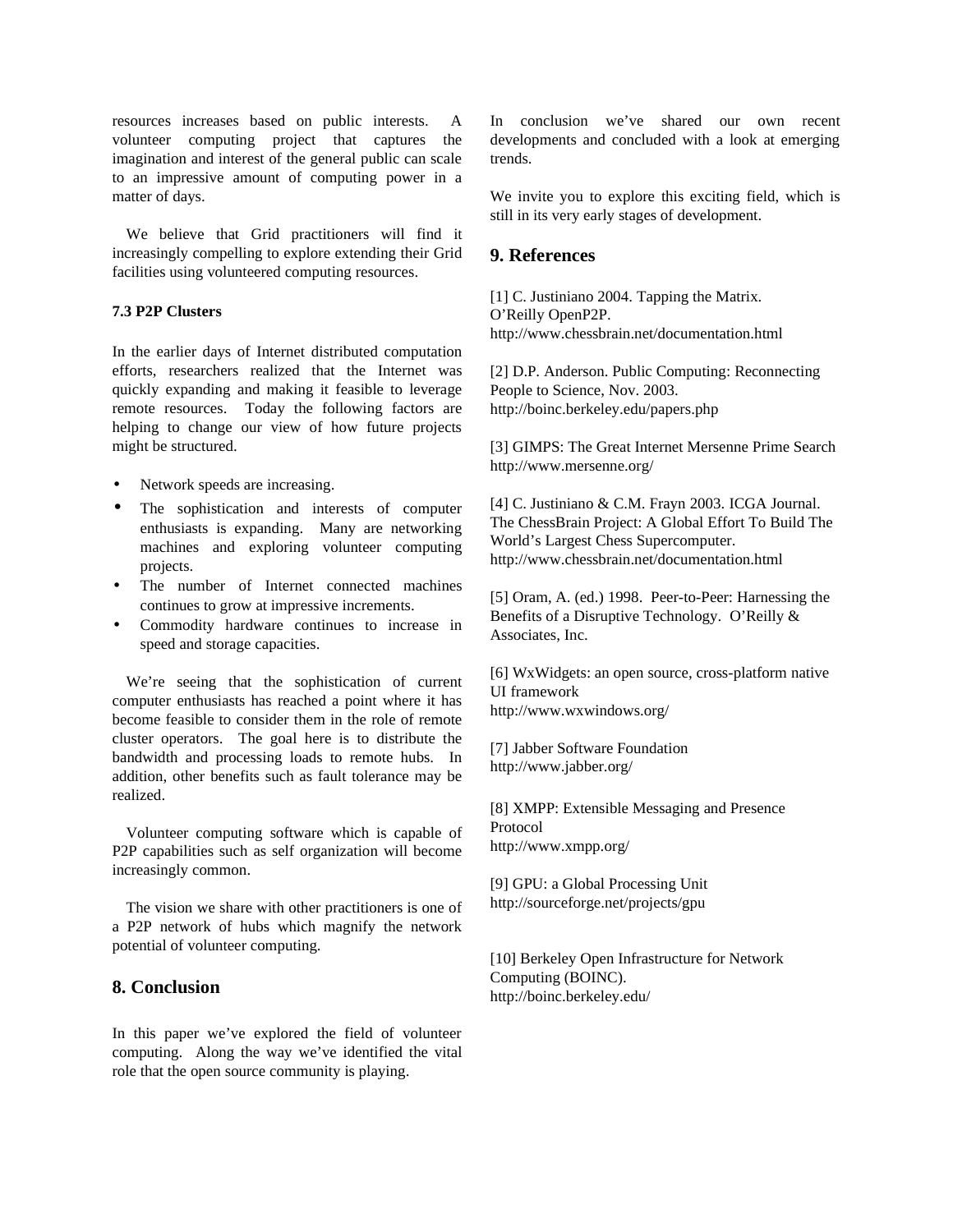resources increases based on public interests. A volunteer computing project that captures the imagination and interest of the general public can scale to an impressive amount of computing power in a matter of days.

We believe that Grid practitioners will find it increasingly compelling to explore extending their Grid facilities using volunteered computing resources.

#### 7.3 P2P Clusters

In the earlier days of Internet distributed computation efforts, researchers realized that the Internet was quickly expanding and making it feasible to leverage remote resources. Today the following factors are helping to change our view of how future projects might be structured.

- Network speeds are increasing.
- The sophistication and interests of computer enthusiasts is expanding. Many are networking machines and exploring volunteer computing projects.
- The number of Internet connected machines continues to grow at impressive increments.
- Commodity hardware continues to increase in speed and storage capacities.

We're seeing that the sophistication of current computer enthusiasts has reached a point where it has become feasible to consider them in the role of remote cluster operators. The goal here is to distribute the bandwidth and processing loads to remote hubs. In addition, other benefits such as fault tolerance may be realized.

Volunteer computing software which is capable of P2P capabilities such as self organization will become increasingly common.

The vision we share with other practitioners is one of a P2P network of hubs which magnify the network potential of volunteer computing.

## 8. Conclusion

In this paper we've explored the field of volunteer computing. Along the way we've identified the vital role that the open source community is playing.

In conclusion we've shared our own recent developments and concluded with a look at emerging trends.

We invite you to explore this exciting field, which is still in its very early stages of development.

## 9. References

[1] C. Justiniano 2004. Tapping the Matrix. O'Reilly OpenP2P. http://www.chessbrain.net/documentation.html

[2] D.P. Anderson. Public Computing: Reconnecting People to Science, Nov. 2003. http://boinc.berkeley.edu/papers.php

[3] GIMPS: The Great Internet Mersenne Prime Search http://www.mersenne.org/

[4] C. Justiniano & C.M. Frayn 2003. ICGA Journal. The ChessBrain Project: A Global Effort To Build The World's Largest Chess Supercomputer. http://www.chessbrain.net/documentation.html

[5] Oram, A. (ed.) 1998. Peer-to-Peer: Harnessing the Benefits of a Disruptive Technology. O'Reilly & Associates, Inc.

[6] WxWidgets: an open source, cross-platform native UI framework http://www.wxwindows.org/

[7] Jabber Software Foundation http://www.jabber.org/

[8] XMPP: Extensible Messaging and Presence Protocol http://www.xmpp.org/

[9] GPU: a Global Processing Unit http://sourceforge.net/projects/gpu

[10] Berkeley Open Infrastructure for Network Computing (BOINC). http://boinc.berkeley.edu/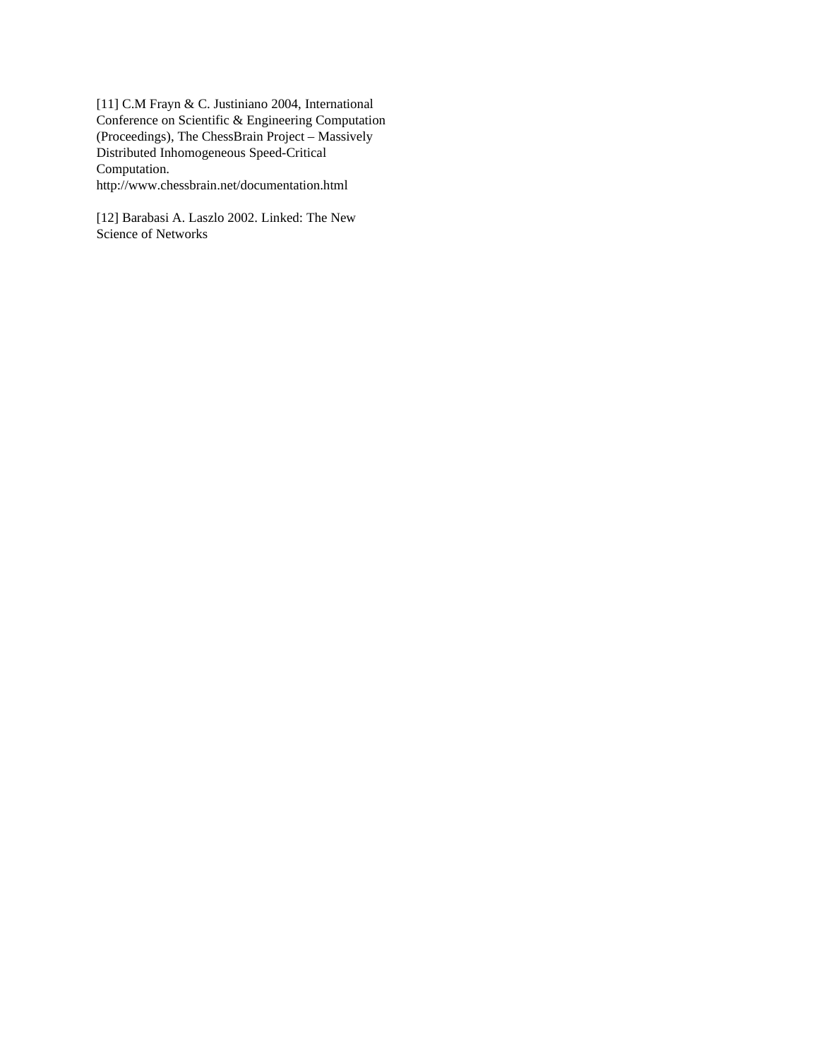[11] C.M Frayn & C. Justiniano 2004, International Conference on Scientific & Engineering Computation (Proceedings), The ChessBrain Project – Massively Distributed Inhomogeneous Speed-Critical Computation. http://www.chessbrain.net/documentation.html

[12] Barabasi A. Laszlo 2002. Linked: The New Science of Networks